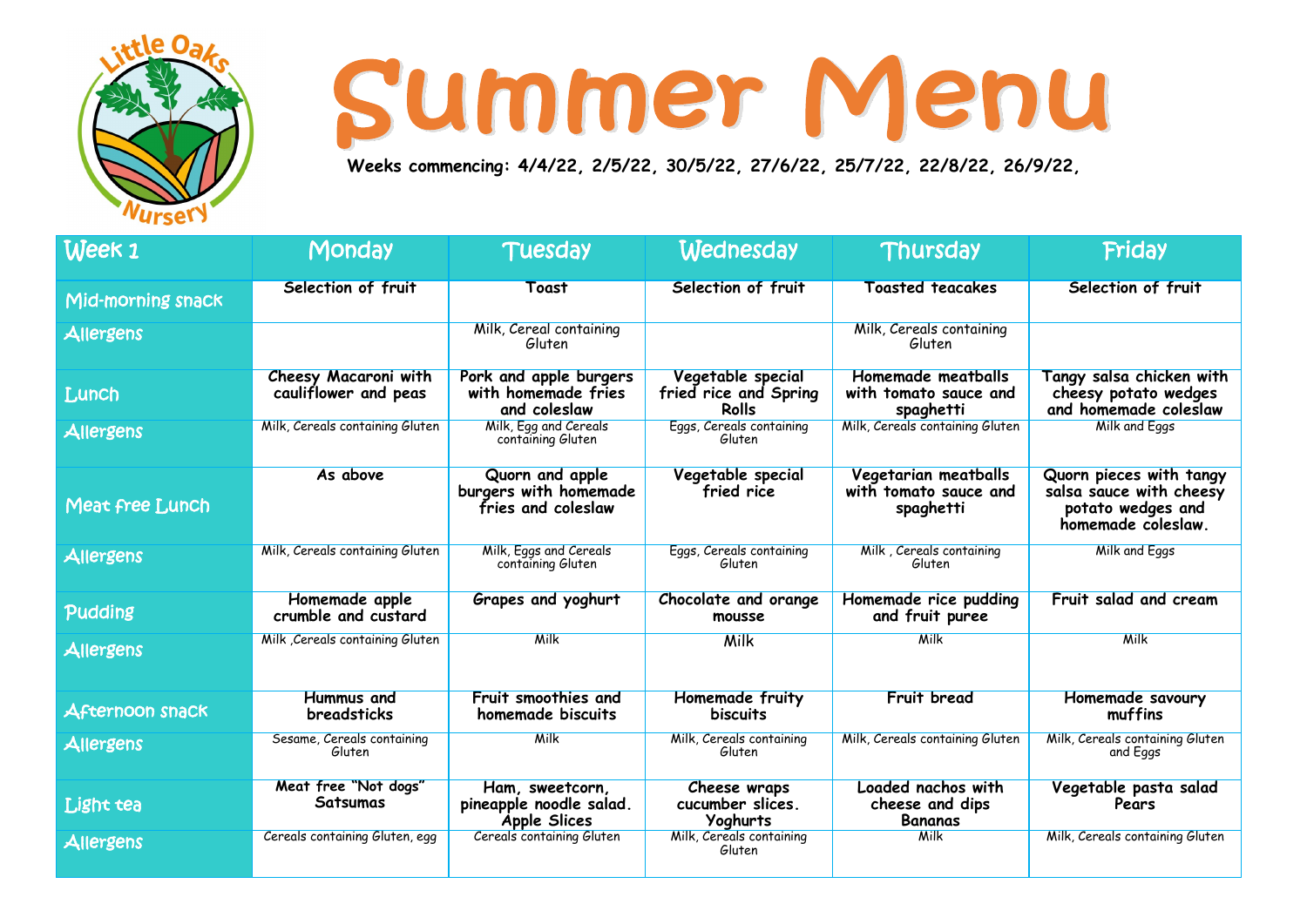# Summer Menu

**Weeks commencing: 4/4/22, 2/5/22, 30/5/22, 27/6/22, 25/7/22, 22/8/22, 26/9/22,**

| Week 1 | Monday | Tuesday | Wednesday | Thursday | Friday |
|---|---|---|---|---|---|
| Mid-morning snack | **Selection of fruit** | **Toast** | **Selection of fruit** | **Toasted teacakes** | **Selection of fruit** |
| Allergens | | Milk, Cereal containing Gluten | | Milk, Cereals containing Gluten | |
| Lunch | **Cheesy Macaroni with cauliflower and peas** | **Pork and apple burgers with homemade fries and coleslaw** | **Vegetable special fried rice and Spring Rolls** | **Homemade meatballs with tomato sauce and spaghetti** | **Tangy salsa chicken with cheesy potato wedges and homemade coleslaw** |
| Allergens | Milk, Cereals containing Gluten | Milk, Egg and Cereals containing Gluten | Eggs, Cereals containing Gluten | Milk, Cereals containing Gluten | Milk and Eggs |
| Meat free Lunch | **As above** | **Quorn and apple burgers with homemade fries and coleslaw** | **Vegetable special fried rice** | **Vegetarian meatballs with tomato sauce and spaghetti** | **Quorn pieces with tangy salsa sauce with cheesy potato wedges and homemade coleslaw.** |
| Allergens | Milk, Cereals containing Gluten | Milk, Eggs and Cereals containing Gluten | Eggs, Cereals containing Gluten | Milk , Cereals containing Gluten | Milk and Eggs |
| Pudding | **Homemade apple crumble and custard** | **Grapes and yoghurt** | **Chocolate and orange mousse** | **Homemade rice pudding and fruit puree** | **Fruit salad and cream** |
| Allergens | Milk ,Cereals containing Gluten | Milk | Milk | Milk | Milk |
| Afternoon snack | **Hummus and breadsticks** | **Fruit smoothies and homemade biscuits** | **Homemade fruity biscuits** | **Fruit bread** | **Homemade savoury muffins** |
| Allergens | Sesame, Cereals containing Gluten | Milk | Milk, Cereals containing Gluten | Milk, Cereals containing Gluten | Milk, Cereals containing Gluten and Eggs |
| Light tea | **Meat free "Not dogs" Satsumas** | **Ham, sweetcorn, pineapple noodle salad. Apple Slices** | **Cheese wraps cucumber slices. Yoghurts** | **Loaded nachos with cheese and dips Bananas** | **Vegetable pasta salad Pears** |
| Allergens | Cereals containing Gluten, egg | Cereals containing Gluten | Milk, Cereals containing Gluten | Milk | Milk, Cereals containing Gluten |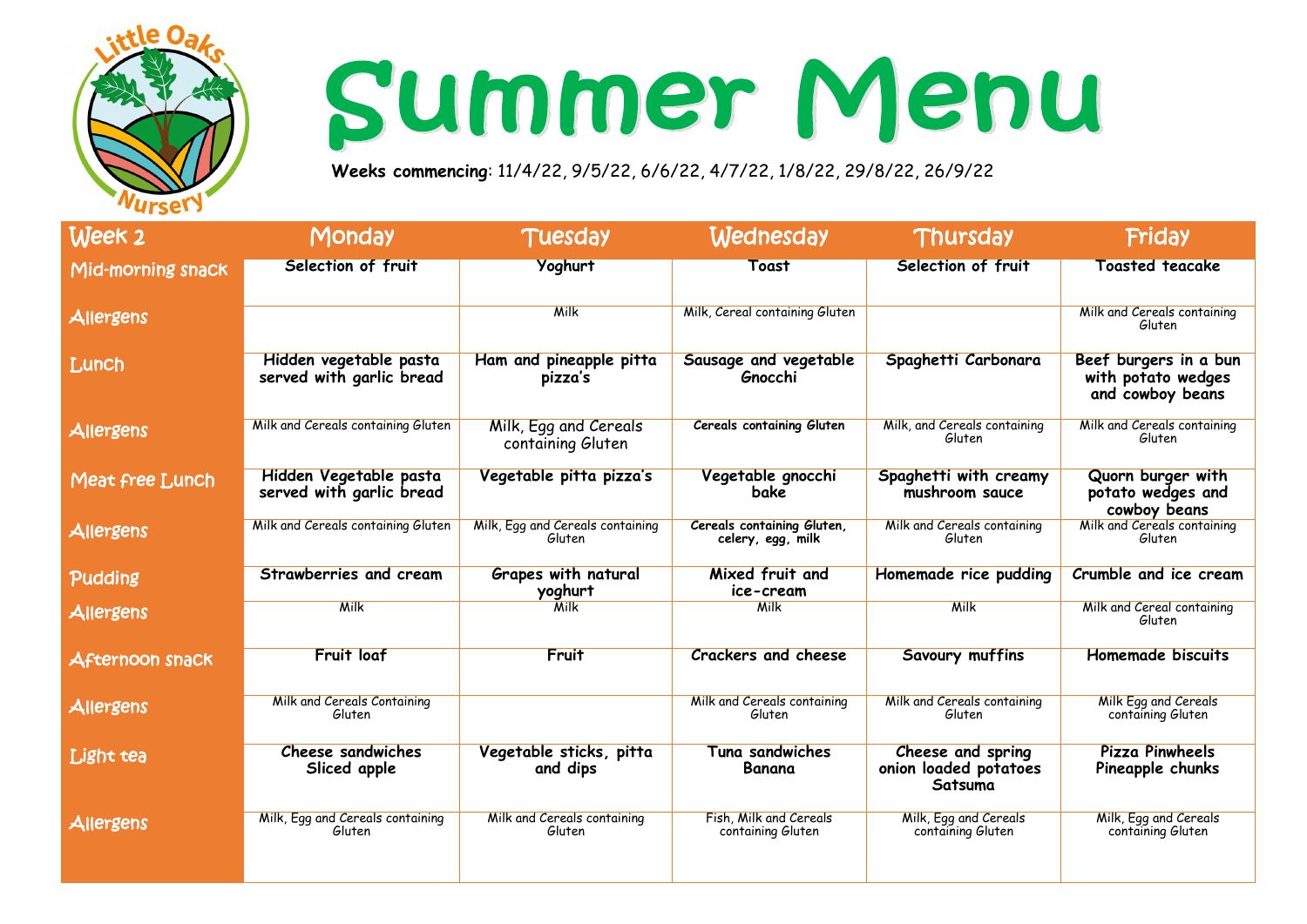Little Oaks Nursery

# Summer Menu

**Weeks commencing**: 11/4/22, 9/5/22, 6/6/22, 4/7/22, 1/8/22, 29/8/22, 26/9/22

| Week 2 | Monday | Tuesday | Wednesday | Thursday | Friday |
|---|---|---|---|---|---|
| Mid-morning snack | **Selection of fruit** | **Yoghurt** | **Toast** | **Selection of fruit** | **Toasted teacake** |
| Allergens | | Milk | Milk, Cereal containing Gluten | | Milk and Cereals containing Gluten |
| Lunch | **Hidden vegetable pasta served with garlic bread** | **Ham and pineapple pitta pizza's** | **Sausage and vegetable Gnocchi** | **Spaghetti Carbonara** | **Beef burgers in a bun with potato wedges and cowboy beans** |
| Allergens | Milk and Cereals containing Gluten | Milk, Egg and Cereals containing Gluten | **Cereals containing Gluten** | Milk, and Cereals containing Gluten | Milk and Cereals containing Gluten |
| Meat free Lunch | **Hidden Vegetable pasta served with garlic bread** | **Vegetable pitta pizza's** | **Vegetable gnocchi bake** | **Spaghetti with creamy mushroom sauce** | **Quorn burger with potato wedges and cowboy beans** |
| Allergens | Milk and Cereals containing Gluten | Milk, Egg and Cereals containing Gluten | **Cereals containing Gluten, celery, egg, milk** | Milk and Cereals containing Gluten | Milk and Cereals containing Gluten |
| Pudding | **Strawberries and cream** | **Grapes with natural yoghurt** | **Mixed fruit and ice-cream** | **Homemade rice pudding** | **Crumble and ice cream** |
| Allergens | Milk | Milk | Milk | Milk | Milk and Cereal containing Gluten |
| Afternoon snack | **Fruit loaf** | **Fruit** | **Crackers and cheese** | **Savoury muffins** | **Homemade biscuits** |
| Allergens | Milk and Cereals Containing Gluten | | Milk and Cereals containing Gluten | Milk and Cereals containing Gluten | Milk Egg and Cereals containing Gluten |
| Light tea | **Cheese sandwiches Sliced apple** | **Vegetable sticks, pitta and dips** | **Tuna sandwiches Banana** | **Cheese and spring onion loaded potatoes Satsuma** | **Pizza Pinwheels Pineapple chunks** |
| Allergens | Milk, Egg and Cereals containing Gluten | Milk and Cereals containing Gluten | Fish, Milk and Cereals containing Gluten | Milk, Egg and Cereals containing Gluten | Milk, Egg and Cereals containing Gluten |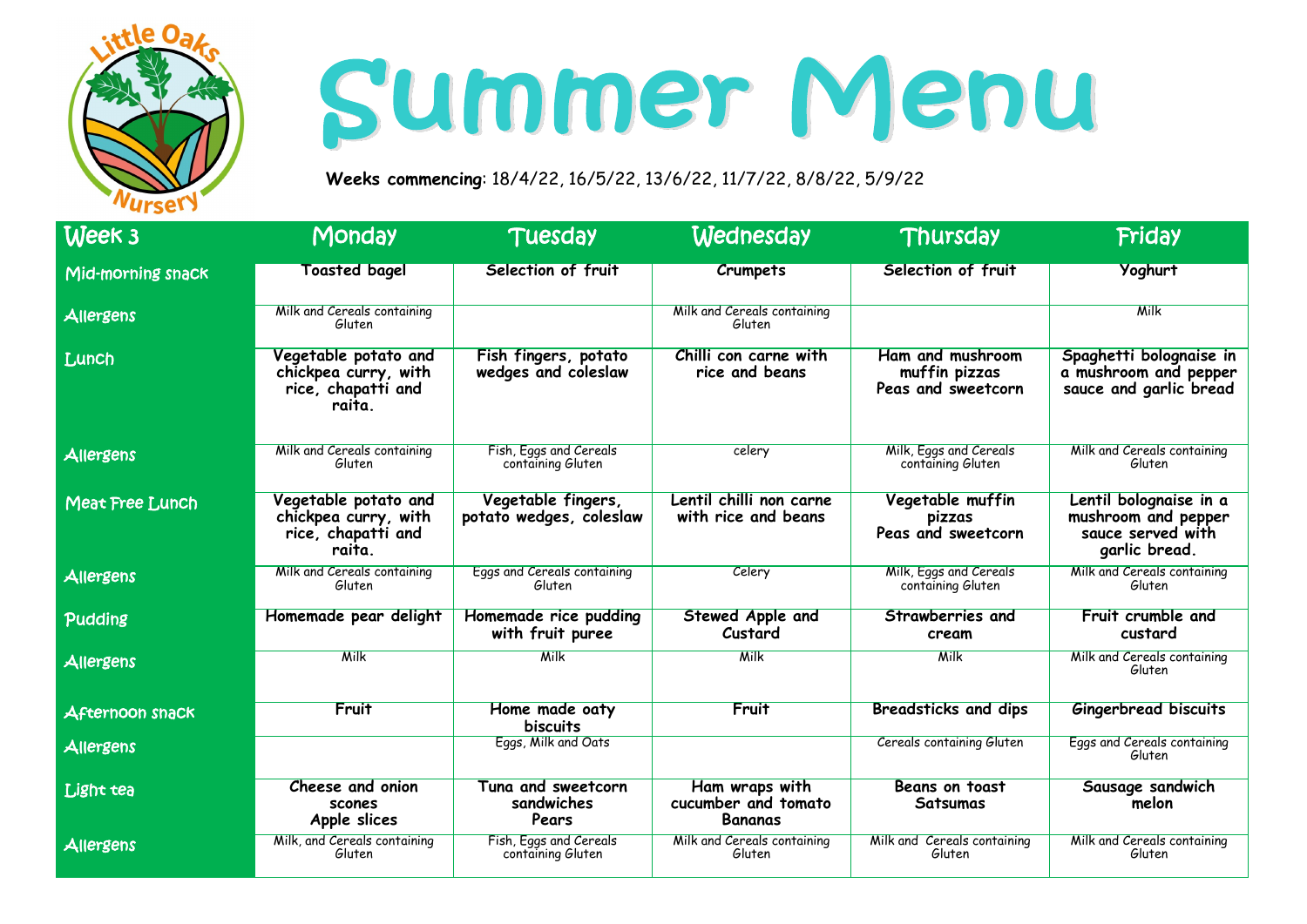# Summer Menu

**Weeks commencing**: 18/4/22, 16/5/22, 13/6/22, 11/7/22, 8/8/22, 5/9/22

| Week 3 | Monday | Tuesday | Wednesday | Thursday | Friday |
|---|---|---|---|---|---|
| Mid-morning snack | **Toasted bagel** | **Selection of fruit** | **Crumpets** | **Selection of fruit** | **Yoghurt** |
| Allergens | Milk and Cereals containing Gluten | | Milk and Cereals containing Gluten | | Milk |
| Lunch | **Vegetable potato and chickpea curry, with rice, chapatti and raita.** | **Fish fingers, potato wedges and coleslaw** | **Chilli con carne with rice and beans** | **Ham and mushroom muffin pizzas Peas and sweetcorn** | **Spaghetti bolognaise in a mushroom and pepper sauce and garlic bread** |
| Allergens | Milk and Cereals containing Gluten | Fish, Eggs and Cereals containing Gluten | celery | Milk, Eggs and Cereals containing Gluten | Milk and Cereals containing Gluten |
| Meat Free Lunch | **Vegetable potato and chickpea curry, with rice, chapatti and raita.** | **Vegetable fingers, potato wedges, coleslaw** | **Lentil chilli non carne with rice and beans** | **Vegetable muffin pizzas Peas and sweetcorn** | **Lentil bolognaise in a mushroom and pepper sauce served with garlic bread.** |
| Allergens | Milk and Cereals containing Gluten | Eggs and Cereals containing Gluten | Celery | Milk, Eggs and Cereals containing Gluten | Milk and Cereals containing Gluten |
| Pudding | **Homemade pear delight** | **Homemade rice pudding with fruit puree** | **Stewed Apple and Custard** | **Strawberries and cream** | **Fruit crumble and custard** |
| Allergens | Milk | Milk | Milk | Milk | Milk and Cereals containing Gluten |
| Afternoon snack | **Fruit** | **Home made oaty biscuits** | **Fruit** | **Breadsticks and dips** | **Gingerbread biscuits** |
| Allergens | | Eggs, Milk and Oats | | Cereals containing Gluten | Eggs and Cereals containing Gluten |
| Light tea | **Cheese and onion scones Apple slices** | **Tuna and sweetcorn sandwiches Pears** | **Ham wraps with cucumber and tomato Bananas** | **Beans on toast Satsumas** | **Sausage sandwich melon** |
| Allergens | Milk, and Cereals containing Gluten | Fish, Eggs and Cereals containing Gluten | Milk and Cereals containing Gluten | Milk and Cereals containing Gluten | Milk and Cereals containing Gluten |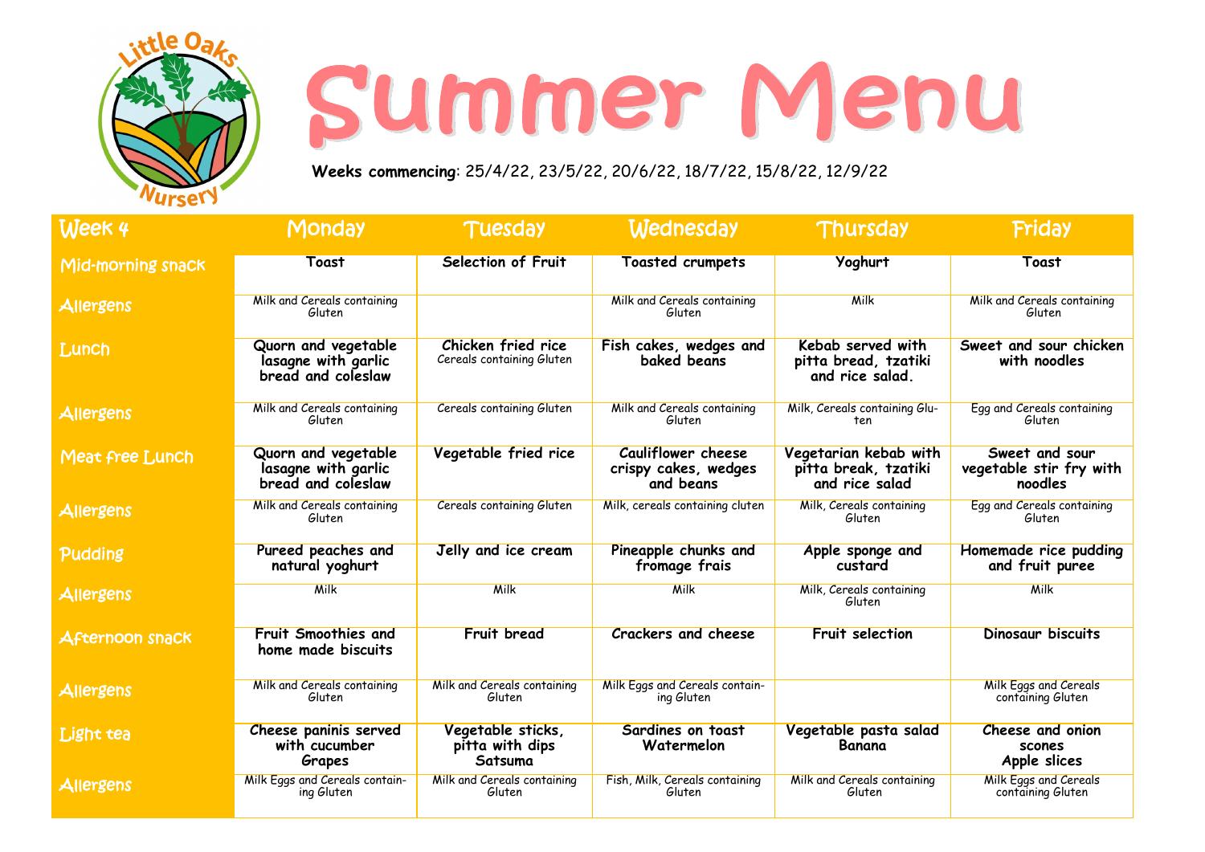# Summer Menu

**Weeks commencing**: 25/4/22, 23/5/22, 20/6/22, 18/7/22, 15/8/22, 12/9/22

| Week 4 | Monday | Tuesday | Wednesday | Thursday | Friday |
|---|---|---|---|---|---|
| Mid-morning snack | **Toast** | **Selection of Fruit** | **Toasted crumpets** | **Yoghurt** | **Toast** |
| Allergens | Milk and Cereals containing Gluten | | Milk and Cereals containing Gluten | Milk | Milk and Cereals containing Gluten |
| Lunch | **Quorn and vegetable lasagne with garlic bread and coleslaw** | **Chicken fried rice** Cereals containing Gluten | **Fish cakes, wedges and baked beans** | **Kebab served with pitta bread, tzatiki and rice salad.** | **Sweet and sour chicken with noodles** |
| Allergens | Milk and Cereals containing Gluten | Cereals containing Gluten | Milk and Cereals containing Gluten | Milk, Cereals containing Glu-ten | Egg and Cereals containing Gluten |
| Meat free Lunch | **Quorn and vegetable lasagne with garlic bread and coleslaw** | **Vegetable fried rice** | **Cauliflower cheese crispy cakes, wedges and beans** | **Vegetarian kebab with pitta break, tzatiki and rice salad** | **Sweet and sour vegetable stir fry with noodles** |
| Allergens | Milk and Cereals containing Gluten | Cereals containing Gluten | Milk, cereals containing cluten | Milk, Cereals containing Gluten | Egg and Cereals containing Gluten |
| Pudding | **Pureed peaches and natural yoghurt** | **Jelly and ice cream** | **Pineapple chunks and fromage frais** | **Apple sponge and custard** | **Homemade rice pudding and fruit puree** |
| Allergens | Milk | Milk | Milk | Milk, Cereals containing Gluten | Milk |
| Afternoon snack | **Fruit Smoothies and home made biscuits** | **Fruit bread** | **Crackers and cheese** | **Fruit selection** | **Dinosaur biscuits** |
| Allergens | Milk and Cereals containing Gluten | Milk and Cereals containing Gluten | Milk Eggs and Cereals contain-ing Gluten | | Milk Eggs and Cereals containing Gluten |
| Light tea | **Cheese paninis served with cucumber Grapes** | **Vegetable sticks, pitta with dips Satsuma** | **Sardines on toast Watermelon** | **Vegetable pasta salad Banana** | **Cheese and onion scones Apple slices** |
| Allergens | Milk Eggs and Cereals contain-ing Gluten | Milk and Cereals containing Gluten | Fish, Milk, Cereals containing Gluten | Milk and Cereals containing Gluten | Milk Eggs and Cereals containing Gluten |